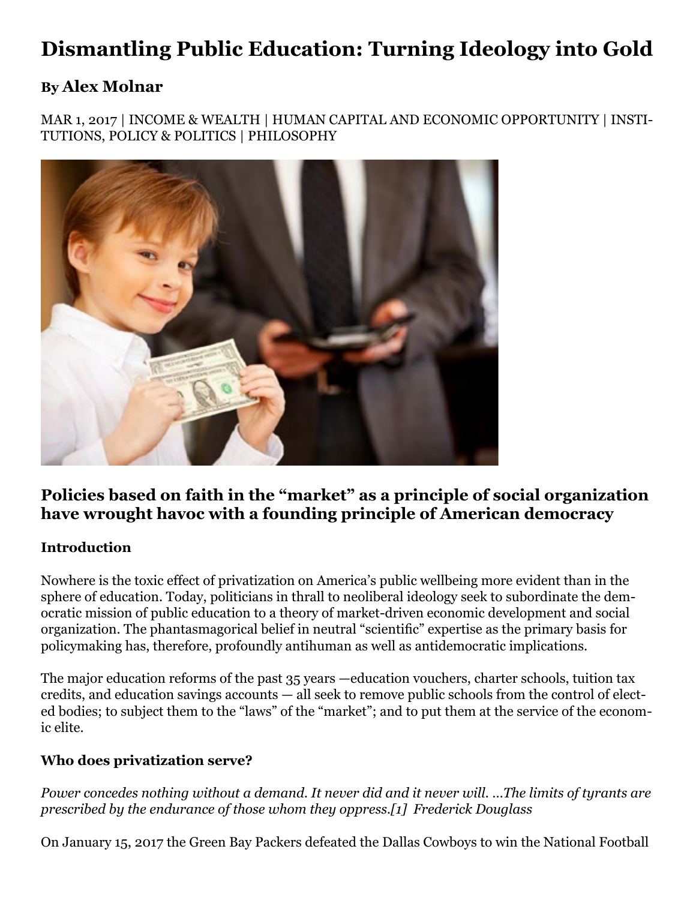# Dismantling Public Education: Turning Ideology into Gold

## By Alex Molnar

MAR 1, 2017 | INCOME & WEALTH | HUMAN CAPITAL AND ECONOMIC OPPORTUNITY | INSTITUTIONS, POLICY & POLITICS | PHILOSOPHY

## Policies based on faith in the "market" as a principle of social organization have wrought havoc with a founding principle of American democracy

### Introduction

Nowhere is the toxic effect of privatization on America's public wellbeing more evident than in the sphere of education. Today, politicians in thrall to neoliberal ideology seek to subordinate the democratic mission of public education to a theory of market-driven economic development and social organization. The phantasmagorical belief in neutral "scientific" expertise as the primary basis for policymaking has, therefore, profoundly antihuman as well as antidemocratic implications.

The major education reforms of the past 35 years —education vouchers, charter schools, tuition tax credits, and education savings accounts — all seek to remove public schools from the control of elected bodies; to subject them to the "laws" of the "market"; and to put them at the service of the economic elite.

### Who does privatization serve?

*Power concedes nothing without a demand. It never did and it never will. …The limits of tyrants are prescribed by the endurance of those whom they oppress.[1] Frederick Douglass*

On January 15, 2017 the Green Bay Packers defeated the Dallas Cowboys to win the National Football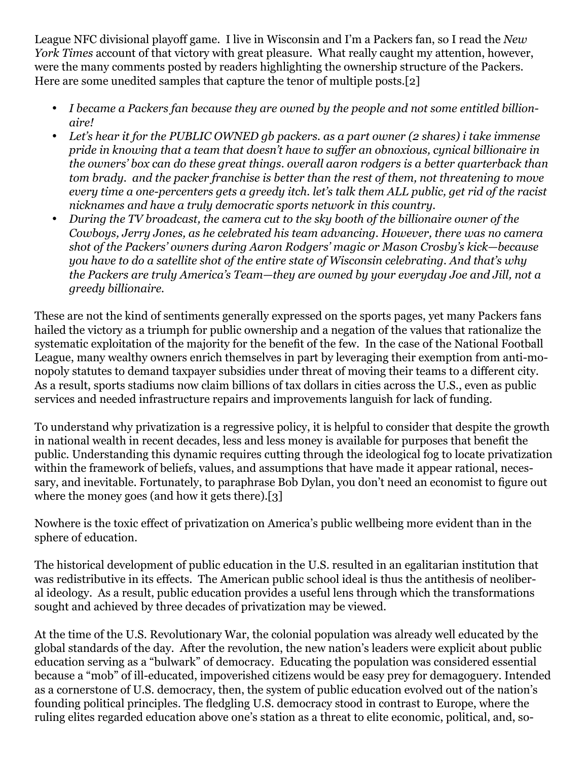League NFC divisional playoff game. I live in Wisconsin and I'm a Packers fan, so I read the *New York Times* account of that victory with great pleasure. What really caught my attention, however, were the many comments posted by readers highlighting the ownership structure of the Packers. Here are some unedited samples that capture the tenor of multiple posts.[2]

- *I became a Packers fan because they are owned by the people and not some entitled billionaire!*
- *Let's hear it for the PUBLIC OWNED gb packers. as a part owner (2 shares) i take immense pride in knowing that a team that doesn't have to suffer an obnoxious, cynical billionaire in the owners' box can do these great things. overall aaron rodgers is a better quarterback than tom brady. and the packer franchise is better than the rest of them, not threatening to move every time a one-percenters gets a greedy itch. let's talk them ALL public, get rid of the racist nicknames and have a truly democratic sports network in this country.*
- *During the TV broadcast, the camera cut to the sky booth of the billionaire owner of the Cowboys, Jerry Jones, as he celebrated his team advancing. However, there was no camera shot of the Packers' owners during Aaron Rodgers' magic or Mason Crosby's kick—because you have to do a satellite shot of the entire state of Wisconsin celebrating. And that's why the Packers are truly America's Team—they are owned by your everyday Joe and Jill, not a greedy billionaire.*

These are not the kind of sentiments generally expressed on the sports pages, yet many Packers fans hailed the victory as a triumph for public ownership and a negation of the values that rationalize the systematic exploitation of the majority for the benefit of the few. In the case of the National Football League, many wealthy owners enrich themselves in part by leveraging their exemption from anti-monopoly statutes to demand taxpayer subsidies under threat of moving their teams to a different city. As a result, sports stadiums now claim billions of tax dollars in cities across the U.S., even as public services and needed infrastructure repairs and improvements languish for lack of funding.

To understand why privatization is a regressive policy, it is helpful to consider that despite the growth in national wealth in recent decades, less and less money is available for purposes that benefit the public. Understanding this dynamic requires cutting through the ideological fog to locate privatization within the framework of beliefs, values, and assumptions that have made it appear rational, necessary, and inevitable. Fortunately, to paraphrase Bob Dylan, you don't need an economist to figure out where the money goes (and how it gets there).[3]

Nowhere is the toxic effect of privatization on America's public wellbeing more evident than in the sphere of education.

The historical development of public education in the U.S. resulted in an egalitarian institution that was redistributive in its effects. The American public school ideal is thus the antithesis of neoliberal ideology. As a result, public education provides a useful lens through which the transformations sought and achieved by three decades of privatization may be viewed.

At the time of the U.S. Revolutionary War, the colonial population was already well educated by the global standards of the day. After the revolution, the new nation's leaders were explicit about public education serving as a "bulwark" of democracy. Educating the population was considered essential because a "mob" of ill-educated, impoverished citizens would be easy prey for demagoguery. Intended as a cornerstone of U.S. democracy, then, the system of public education evolved out of the nation's founding political principles. The fledgling U.S. democracy stood in contrast to Europe, where the ruling elites regarded education above one's station as a threat to elite economic, political, and, so-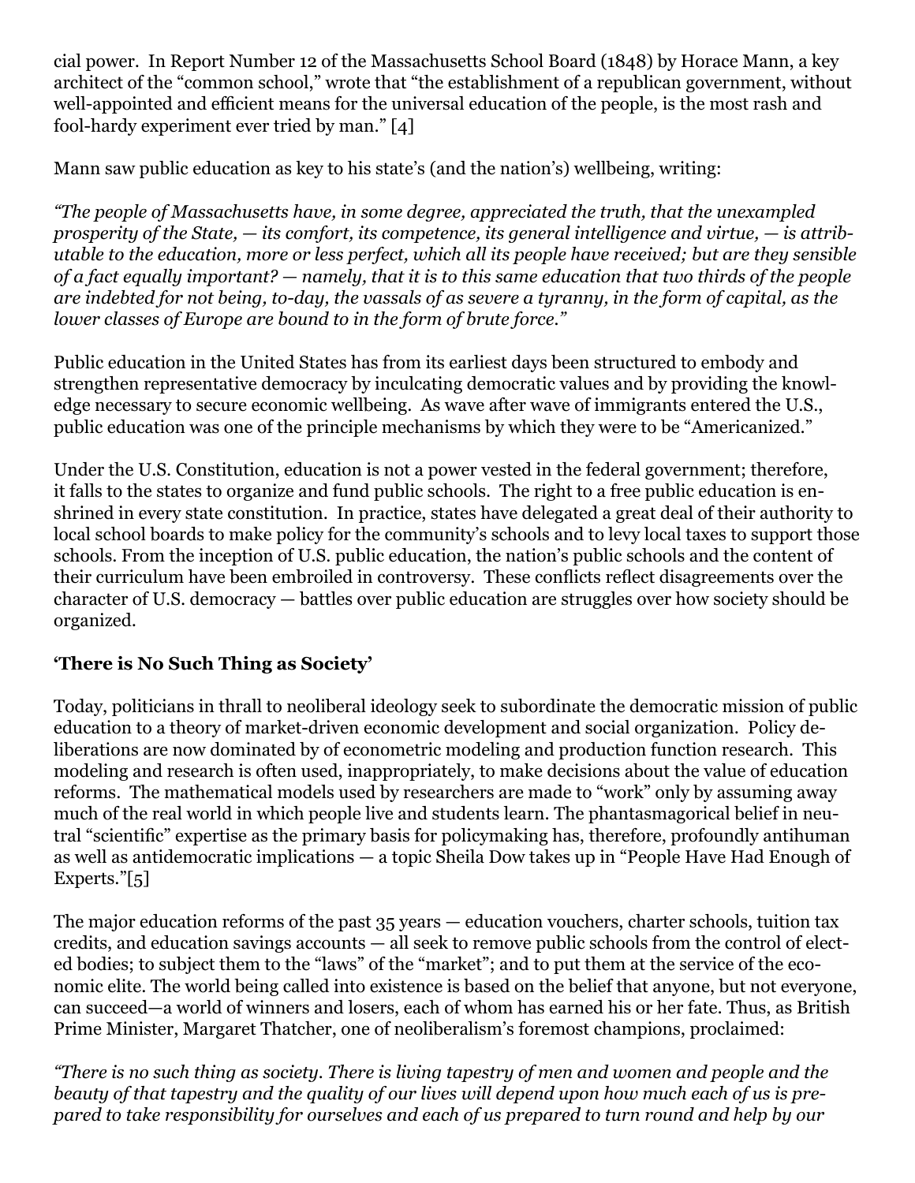cial power. In Report Number 12 of the Massachusetts School Board (1848) by Horace Mann, a key architect of the "common school," wrote that "the establishment of a republican government, without well-appointed and efficient means for the universal education of the people, is the most rash and fool-hardy experiment ever tried by man." [4]

Mann saw public education as key to his state's (and the nation's) wellbeing, writing:

*"The people of Massachusetts have, in some degree, appreciated the truth, that the unexampled prosperity of the State, — its comfort, its competence, its general intelligence and virtue, — is attributable to the education, more or less perfect, which all its people have received; but are they sensible of a fact equally important? — namely, that it is to this same education that two thirds of the people are indebted for not being, to-day, the vassals of as severe a tyranny, in the form of capital, as the lower classes of Europe are bound to in the form of brute force."*

Public education in the United States has from its earliest days been structured to embody and strengthen representative democracy by inculcating democratic values and by providing the knowledge necessary to secure economic wellbeing. As wave after wave of immigrants entered the U.S., public education was one of the principle mechanisms by which they were to be "Americanized."

Under the U.S. Constitution, education is not a power vested in the federal government; therefore, it falls to the states to organize and fund public schools. The right to a free public education is enshrined in every state constitution. In practice, states have delegated a great deal of their authority to local school boards to make policy for the community's schools and to levy local taxes to support those schools. From the inception of U.S. public education, the nation's public schools and the content of their curriculum have been embroiled in controversy. These conflicts reflect disagreements over the character of U.S. democracy — battles over public education are struggles over how society should be organized.

### 'There is No Such Thing as Society'

Today, politicians in thrall to neoliberal ideology seek to subordinate the democratic mission of public education to a theory of market-driven economic development and social organization. Policy deliberations are now dominated by of econometric modeling and production function research. This modeling and research is often used, inappropriately, to make decisions about the value of education reforms. The mathematical models used by researchers are made to "work" only by assuming away much of the real world in which people live and students learn. The phantasmagorical belief in neutral "scientific" expertise as the primary basis for policymaking has, therefore, profoundly antihuman as well as antidemocratic implications — a topic Sheila Dow takes up in "People Have Had Enough of Experts."[5]

The major education reforms of the past 35 years — education vouchers, charter schools, tuition tax credits, and education savings accounts — all seek to remove public schools from the control of elected bodies; to subject them to the "laws" of the "market"; and to put them at the service of the economic elite. The world being called into existence is based on the belief that anyone, but not everyone, can succeed—a world of winners and losers, each of whom has earned his or her fate. Thus, as British Prime Minister, Margaret Thatcher, one of neoliberalism's foremost champions, proclaimed:

*"There is no such thing as society. There is living tapestry of men and women and people and the beauty of that tapestry and the quality of our lives will depend upon how much each of us is prepared to take responsibility for ourselves and each of us prepared to turn round and help by our*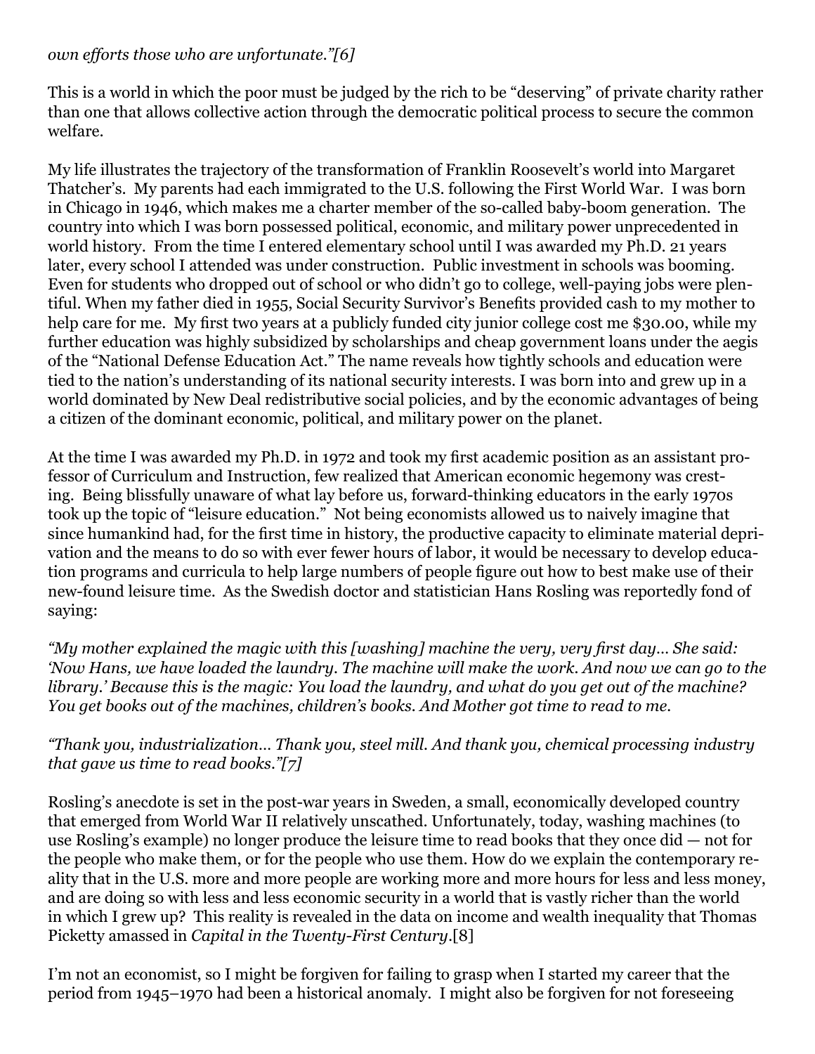*own efforts those who are unfortunate."[6]*

This is a world in which the poor must be judged by the rich to be "deserving" of private charity rather than one that allows collective action through the democratic political process to secure the common welfare.

My life illustrates the trajectory of the transformation of Franklin Roosevelt's world into Margaret Thatcher's. My parents had each immigrated to the U.S. following the First World War. I was born in Chicago in 1946, which makes me a charter member of the so-called baby-boom generation. The country into which I was born possessed political, economic, and military power unprecedented in world history. From the time I entered elementary school until I was awarded my Ph.D. 21 years later, every school I attended was under construction. Public investment in schools was booming. Even for students who dropped out of school or who didn't go to college, well-paying jobs were plentiful. When my father died in 1955, Social Security Survivor's Benefits provided cash to my mother to help care for me. My first two years at a publicly funded city junior college cost me $30.00, while my further education was highly subsidized by scholarships and cheap government loans under the aegis of the "National Defense Education Act." The name reveals how tightly schools and education were tied to the nation's understanding of its national security interests. I was born into and grew up in a world dominated by New Deal redistributive social policies, and by the economic advantages of being a citizen of the dominant economic, political, and military power on the planet.

At the time I was awarded my Ph.D. in 1972 and took my first academic position as an assistant professor of Curriculum and Instruction, few realized that American economic hegemony was cresting. Being blissfully unaware of what lay before us, forward-thinking educators in the early 1970s took up the topic of "leisure education." Not being economists allowed us to naively imagine that since humankind had, for the first time in history, the productive capacity to eliminate material deprivation and the means to do so with ever fewer hours of labor, it would be necessary to develop education programs and curricula to help large numbers of people figure out how to best make use of their new-found leisure time. As the Swedish doctor and statistician Hans Rosling was reportedly fond of saying:

*"My mother explained the magic with this [washing] machine the very, very first day... She said: 'Now Hans, we have loaded the laundry. The machine will make the work. And now we can go to the library.' Because this is the magic: You load the laundry, and what do you get out of the machine? You get books out of the machines, children's books. And Mother got time to read to me.*

*"Thank you, industrialization... Thank you, steel mill. And thank you, chemical processing industry that gave us time to read books."[7]*

Rosling's anecdote is set in the post-war years in Sweden, a small, economically developed country that emerged from World War II relatively unscathed. Unfortunately, today, washing machines (to use Rosling's example) no longer produce the leisure time to read books that they once did — not for the people who make them, or for the people who use them. How do we explain the contemporary reality that in the U.S. more and more people are working more and more hours for less and less money, and are doing so with less and less economic security in a world that is vastly richer than the world in which I grew up? This reality is revealed in the data on income and wealth inequality that Thomas Picketty amassed in *Capital in the Twenty-First Century*.[8]

I'm not an economist, so I might be forgiven for failing to grasp when I started my career that the period from 1945–1970 had been a historical anomaly. I might also be forgiven for not foreseeing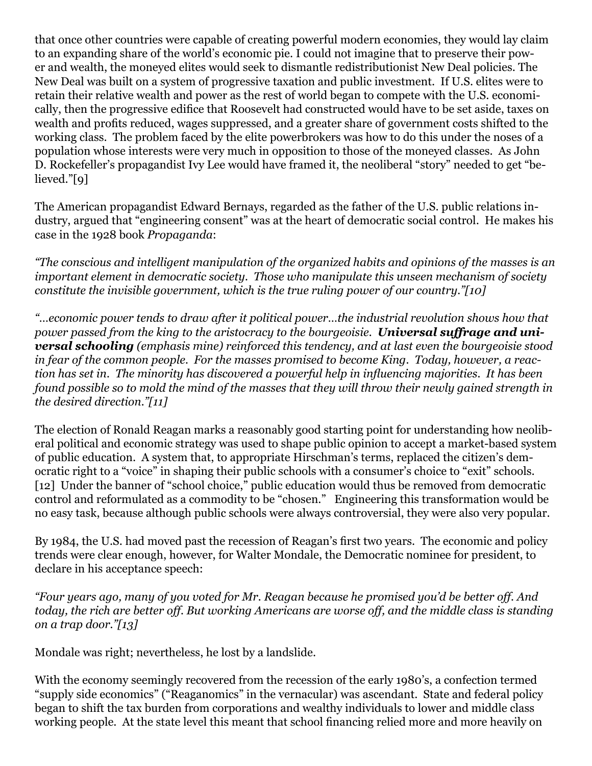that once other countries were capable of creating powerful modern economies, they would lay claim to an expanding share of the world's economic pie. I could not imagine that to preserve their power and wealth, the moneyed elites would seek to dismantle redistributionist New Deal policies. The New Deal was built on a system of progressive taxation and public investment. If U.S. elites were to retain their relative wealth and power as the rest of world began to compete with the U.S. economically, then the progressive edifice that Roosevelt had constructed would have to be set aside, taxes on wealth and profits reduced, wages suppressed, and a greater share of government costs shifted to the working class. The problem faced by the elite powerbrokers was how to do this under the noses of a population whose interests were very much in opposition to those of the moneyed classes. As John D. Rockefeller's propagandist Ivy Lee would have framed it, the neoliberal "story" needed to get "believed."[9]

The American propagandist Edward Bernays, regarded as the father of the U.S. public relations industry, argued that "engineering consent" was at the heart of democratic social control. He makes his case in the 1928 book *Propaganda*:

*"The conscious and intelligent manipulation of the organized habits and opinions of the masses is an important element in democratic society. Those who manipulate this unseen mechanism of society constitute the invisible government, which is the true ruling power of our country."[10]*

*"…economic power tends to draw after it political power…the industrial revolution shows how that power passed from the king to the aristocracy to the bourgeoisie.* ***Universal suffrage and universal schooling*** *(emphasis mine) reinforced this tendency, and at last even the bourgeoisie stood in fear of the common people. For the masses promised to become King. Today, however, a reaction has set in. The minority has discovered a powerful help in influencing majorities. It has been found possible so to mold the mind of the masses that they will throw their newly gained strength in the desired direction."[11]*

The election of Ronald Reagan marks a reasonably good starting point for understanding how neoliberal political and economic strategy was used to shape public opinion to accept a market-based system of public education. A system that, to appropriate Hirschman's terms, replaced the citizen's democratic right to a "voice" in shaping their public schools with a consumer's choice to "exit" schools.[12] Under the banner of "school choice," public education would thus be removed from democratic control and reformulated as a commodity to be "chosen." Engineering this transformation would be no easy task, because although public schools were always controversial, they were also very popular.

By 1984, the U.S. had moved past the recession of Reagan's first two years. The economic and policy trends were clear enough, however, for Walter Mondale, the Democratic nominee for president, to declare in his acceptance speech:

*"Four years ago, many of you voted for Mr. Reagan because he promised you'd be better off. And today, the rich are better off. But working Americans are worse off, and the middle class is standing on a trap door."[13]*

Mondale was right; nevertheless, he lost by a landslide.

With the economy seemingly recovered from the recession of the early 1980's, a confection termed "supply side economics" ("Reaganomics" in the vernacular) was ascendant. State and federal policy began to shift the tax burden from corporations and wealthy individuals to lower and middle class working people. At the state level this meant that school financing relied more and more heavily on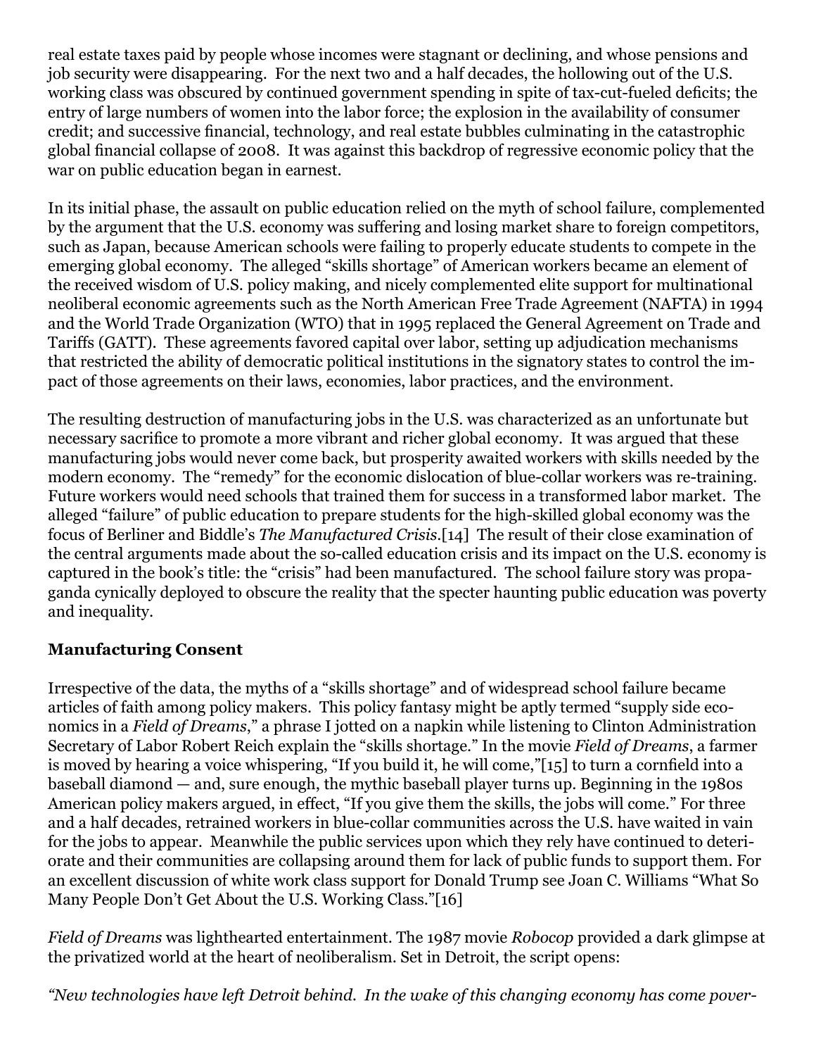real estate taxes paid by people whose incomes were stagnant or declining, and whose pensions and job security were disappearing. For the next two and a half decades, the hollowing out of the U.S. working class was obscured by continued government spending in spite of tax-cut-fueled deficits; the entry of large numbers of women into the labor force; the explosion in the availability of consumer credit; and successive financial, technology, and real estate bubbles culminating in the catastrophic global financial collapse of 2008. It was against this backdrop of regressive economic policy that the war on public education began in earnest.

In its initial phase, the assault on public education relied on the myth of school failure, complemented by the argument that the U.S. economy was suffering and losing market share to foreign competitors, such as Japan, because American schools were failing to properly educate students to compete in the emerging global economy. The alleged "skills shortage" of American workers became an element of the received wisdom of U.S. policy making, and nicely complemented elite support for multinational neoliberal economic agreements such as the North American Free Trade Agreement (NAFTA) in 1994 and the World Trade Organization (WTO) that in 1995 replaced the General Agreement on Trade and Tariffs (GATT). These agreements favored capital over labor, setting up adjudication mechanisms that restricted the ability of democratic political institutions in the signatory states to control the impact of those agreements on their laws, economies, labor practices, and the environment.

The resulting destruction of manufacturing jobs in the U.S. was characterized as an unfortunate but necessary sacrifice to promote a more vibrant and richer global economy. It was argued that these manufacturing jobs would never come back, but prosperity awaited workers with skills needed by the modern economy. The "remedy" for the economic dislocation of blue-collar workers was re-training. Future workers would need schools that trained them for success in a transformed labor market. The alleged "failure" of public education to prepare students for the high-skilled global economy was the focus of Berliner and Biddle's *The Manufactured Crisis*.[14] The result of their close examination of the central arguments made about the so-called education crisis and its impact on the U.S. economy is captured in the book's title: the "crisis" had been manufactured. The school failure story was propaganda cynically deployed to obscure the reality that the specter haunting public education was poverty and inequality.

**Manufacturing Consent**

Irrespective of the data, the myths of a "skills shortage" and of widespread school failure became articles of faith among policy makers. This policy fantasy might be aptly termed "supply side economics in a *Field of Dreams*," a phrase I jotted on a napkin while listening to Clinton Administration Secretary of Labor Robert Reich explain the "skills shortage." In the movie *Field of Dreams*, a farmer is moved by hearing a voice whispering, "If you build it, he will come,"[15] to turn a cornfield into a baseball diamond — and, sure enough, the mythic baseball player turns up. Beginning in the 1980s American policy makers argued, in effect, "If you give them the skills, the jobs will come." For three and a half decades, retrained workers in blue-collar communities across the U.S. have waited in vain for the jobs to appear. Meanwhile the public services upon which they rely have continued to deteriorate and their communities are collapsing around them for lack of public funds to support them. For an excellent discussion of white work class support for Donald Trump see Joan C. Williams "What So Many People Don't Get About the U.S. Working Class."[16]

*Field of Dreams* was lighthearted entertainment. The 1987 movie *Robocop* provided a dark glimpse at the privatized world at the heart of neoliberalism. Set in Detroit, the script opens:

*"New technologies have left Detroit behind. In the wake of this changing economy has come pover-*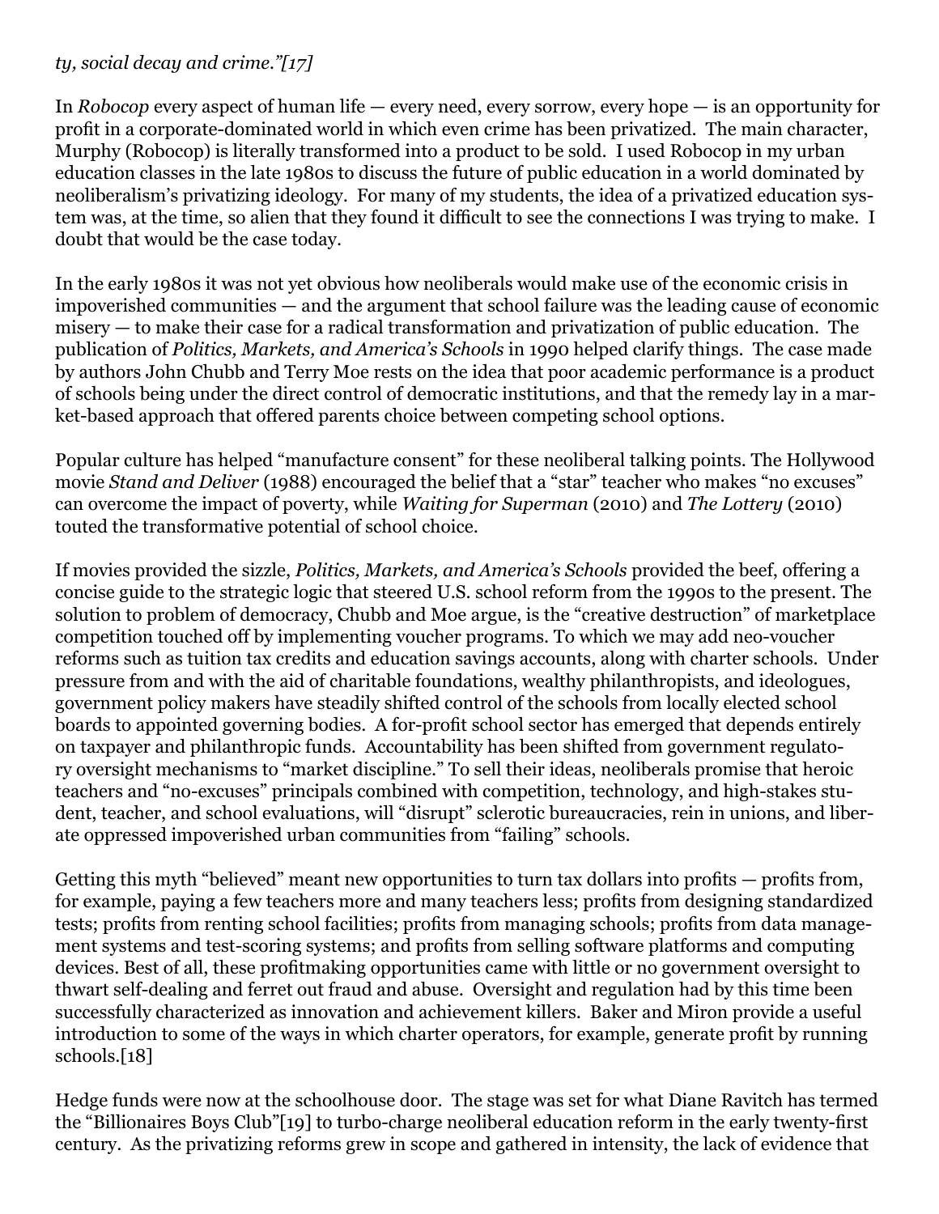*ty, social decay and crime."[17]*

In *Robocop* every aspect of human life — every need, every sorrow, every hope — is an opportunity for profit in a corporate-dominated world in which even crime has been privatized. The main character, Murphy (Robocop) is literally transformed into a product to be sold. I used Robocop in my urban education classes in the late 1980s to discuss the future of public education in a world dominated by neoliberalism's privatizing ideology. For many of my students, the idea of a privatized education system was, at the time, so alien that they found it difficult to see the connections I was trying to make. I doubt that would be the case today.

In the early 1980s it was not yet obvious how neoliberals would make use of the economic crisis in impoverished communities — and the argument that school failure was the leading cause of economic misery — to make their case for a radical transformation and privatization of public education. The publication of *Politics, Markets, and America's Schools* in 1990 helped clarify things. The case made by authors John Chubb and Terry Moe rests on the idea that poor academic performance is a product of schools being under the direct control of democratic institutions, and that the remedy lay in a market-based approach that offered parents choice between competing school options.

Popular culture has helped "manufacture consent" for these neoliberal talking points. The Hollywood movie *Stand and Deliver* (1988) encouraged the belief that a "star" teacher who makes "no excuses" can overcome the impact of poverty, while *Waiting for Superman* (2010) and *The Lottery* (2010) touted the transformative potential of school choice.

If movies provided the sizzle, *Politics, Markets, and America's Schools* provided the beef, offering a concise guide to the strategic logic that steered U.S. school reform from the 1990s to the present. The solution to problem of democracy, Chubb and Moe argue, is the "creative destruction" of marketplace competition touched off by implementing voucher programs. To which we may add neo-voucher reforms such as tuition tax credits and education savings accounts, along with charter schools. Under pressure from and with the aid of charitable foundations, wealthy philanthropists, and ideologues, government policy makers have steadily shifted control of the schools from locally elected school boards to appointed governing bodies. A for-profit school sector has emerged that depends entirely on taxpayer and philanthropic funds. Accountability has been shifted from government regulatory oversight mechanisms to "market discipline." To sell their ideas, neoliberals promise that heroic teachers and "no-excuses" principals combined with competition, technology, and high-stakes student, teacher, and school evaluations, will "disrupt" sclerotic bureaucracies, rein in unions, and liberate oppressed impoverished urban communities from "failing" schools.

Getting this myth "believed" meant new opportunities to turn tax dollars into profits — profits from, for example, paying a few teachers more and many teachers less; profits from designing standardized tests; profits from renting school facilities; profits from managing schools; profits from data management systems and test-scoring systems; and profits from selling software platforms and computing devices. Best of all, these profitmaking opportunities came with little or no government oversight to thwart self-dealing and ferret out fraud and abuse. Oversight and regulation had by this time been successfully characterized as innovation and achievement killers. Baker and Miron provide a useful introduction to some of the ways in which charter operators, for example, generate profit by running schools.[18]

Hedge funds were now at the schoolhouse door. The stage was set for what Diane Ravitch has termed the "Billionaires Boys Club"[19] to turbo-charge neoliberal education reform in the early twenty-first century. As the privatizing reforms grew in scope and gathered in intensity, the lack of evidence that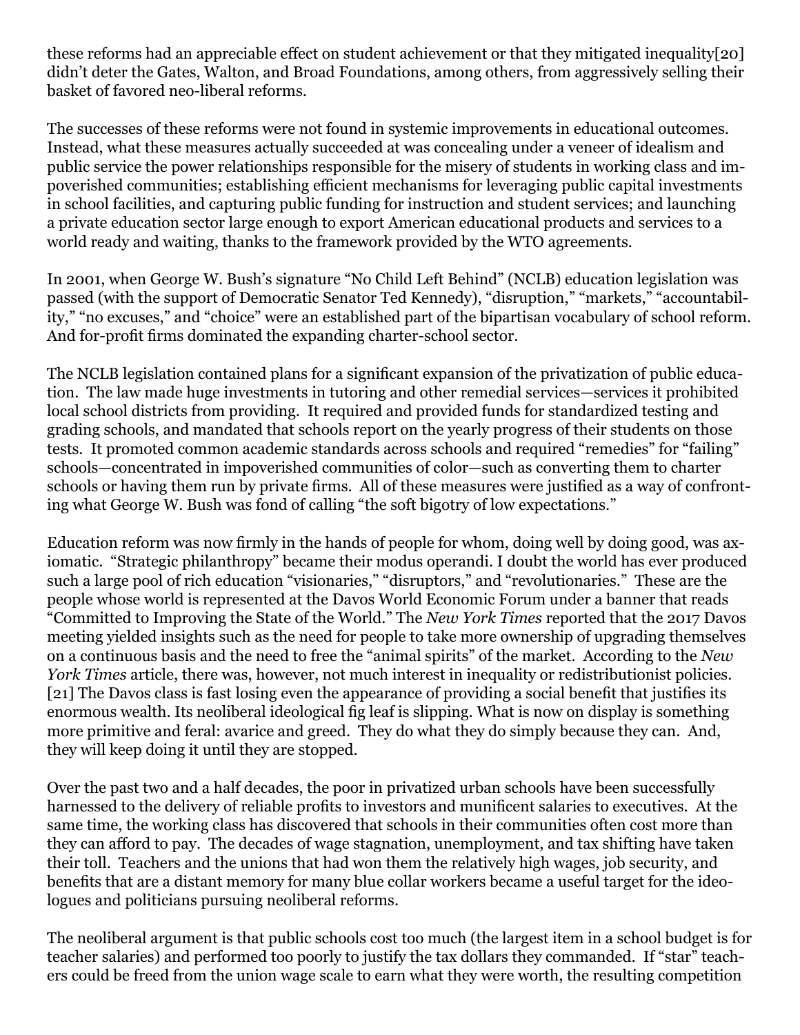these reforms had an appreciable effect on student achievement or that they mitigated inequality[20] didn't deter the Gates, Walton, and Broad Foundations, among others, from aggressively selling their basket of favored neo-liberal reforms.

The successes of these reforms were not found in systemic improvements in educational outcomes. Instead, what these measures actually succeeded at was concealing under a veneer of idealism and public service the power relationships responsible for the misery of students in working class and impoverished communities; establishing efficient mechanisms for leveraging public capital investments in school facilities, and capturing public funding for instruction and student services; and launching a private education sector large enough to export American educational products and services to a world ready and waiting, thanks to the framework provided by the WTO agreements.

In 2001, when George W. Bush's signature "No Child Left Behind" (NCLB) education legislation was passed (with the support of Democratic Senator Ted Kennedy), "disruption," "markets," "accountability," "no excuses," and "choice" were an established part of the bipartisan vocabulary of school reform. And for-profit firms dominated the expanding charter-school sector.

The NCLB legislation contained plans for a significant expansion of the privatization of public education. The law made huge investments in tutoring and other remedial services—services it prohibited local school districts from providing. It required and provided funds for standardized testing and grading schools, and mandated that schools report on the yearly progress of their students on those tests. It promoted common academic standards across schools and required "remedies" for "failing" schools—concentrated in impoverished communities of color—such as converting them to charter schools or having them run by private firms. All of these measures were justified as a way of confronting what George W. Bush was fond of calling "the soft bigotry of low expectations."

Education reform was now firmly in the hands of people for whom, doing well by doing good, was axiomatic. "Strategic philanthropy" became their modus operandi. I doubt the world has ever produced such a large pool of rich education "visionaries," "disruptors," and "revolutionaries." These are the people whose world is represented at the Davos World Economic Forum under a banner that reads "Committed to Improving the State of the World." The *New York Times* reported that the 2017 Davos meeting yielded insights such as the need for people to take more ownership of upgrading themselves on a continuous basis and the need to free the "animal spirits" of the market. According to the *New York Times* article, there was, however, not much interest in inequality or redistributionist policies.[21] The Davos class is fast losing even the appearance of providing a social benefit that justifies its enormous wealth. Its neoliberal ideological fig leaf is slipping. What is now on display is something more primitive and feral: avarice and greed. They do what they do simply because they can. And, they will keep doing it until they are stopped.

Over the past two and a half decades, the poor in privatized urban schools have been successfully harnessed to the delivery of reliable profits to investors and munificent salaries to executives. At the same time, the working class has discovered that schools in their communities often cost more than they can afford to pay. The decades of wage stagnation, unemployment, and tax shifting have taken their toll. Teachers and the unions that had won them the relatively high wages, job security, and benefits that are a distant memory for many blue collar workers became a useful target for the ideologues and politicians pursuing neoliberal reforms.

The neoliberal argument is that public schools cost too much (the largest item in a school budget is for teacher salaries) and performed too poorly to justify the tax dollars they commanded. If "star" teachers could be freed from the union wage scale to earn what they were worth, the resulting competition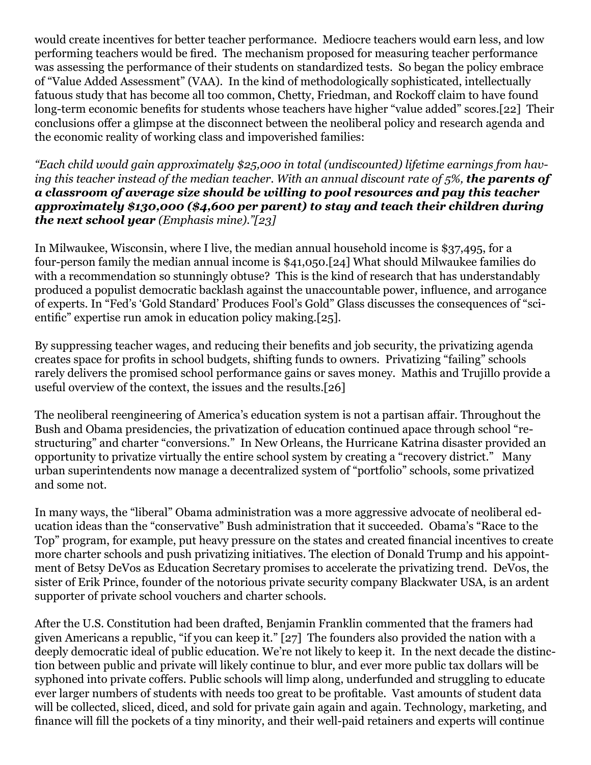would create incentives for better teacher performance. Mediocre teachers would earn less, and low performing teachers would be fired. The mechanism proposed for measuring teacher performance was assessing the performance of their students on standardized tests. So began the policy embrace of "Value Added Assessment" (VAA). In the kind of methodologically sophisticated, intellectually fatuous study that has become all too common, Chetty, Friedman, and Rockoff claim to have found long-term economic benefits for students whose teachers have higher "value added" scores.[22] Their conclusions offer a glimpse at the disconnect between the neoliberal policy and research agenda and the economic reality of working class and impoverished families:

*"Each child would gain approximately $25,000 in total (undiscounted) lifetime earnings from having this teacher instead of the median teacher. With an annual discount rate of 5%,* ***the parents of a classroom of average size should be willing to pool resources and pay this teacher approximately $130,000 ($4,600 per parent) to stay and teach their children during the next school year*** *(Emphasis mine)."[23]*

In Milwaukee, Wisconsin, where I live, the median annual household income is $37,495, for a four-person family the median annual income is $41,050.[24] What should Milwaukee families do with a recommendation so stunningly obtuse? This is the kind of research that has understandably produced a populist democratic backlash against the unaccountable power, influence, and arrogance of experts. In "Fed's 'Gold Standard' Produces Fool's Gold" Glass discusses the consequences of "scientific" expertise run amok in education policy making.[25].

By suppressing teacher wages, and reducing their benefits and job security, the privatizing agenda creates space for profits in school budgets, shifting funds to owners. Privatizing "failing" schools rarely delivers the promised school performance gains or saves money. Mathis and Trujillo provide a useful overview of the context, the issues and the results.[26]

The neoliberal reengineering of America's education system is not a partisan affair. Throughout the Bush and Obama presidencies, the privatization of education continued apace through school "restructuring" and charter "conversions." In New Orleans, the Hurricane Katrina disaster provided an opportunity to privatize virtually the entire school system by creating a "recovery district." Many urban superintendents now manage a decentralized system of "portfolio" schools, some privatized and some not.

In many ways, the "liberal" Obama administration was a more aggressive advocate of neoliberal education ideas than the "conservative" Bush administration that it succeeded. Obama's "Race to the Top" program, for example, put heavy pressure on the states and created financial incentives to create more charter schools and push privatizing initiatives. The election of Donald Trump and his appointment of Betsy DeVos as Education Secretary promises to accelerate the privatizing trend. DeVos, the sister of Erik Prince, founder of the notorious private security company Blackwater USA, is an ardent supporter of private school vouchers and charter schools.

After the U.S. Constitution had been drafted, Benjamin Franklin commented that the framers had given Americans a republic, "if you can keep it." [27] The founders also provided the nation with a deeply democratic ideal of public education. We're not likely to keep it. In the next decade the distinction between public and private will likely continue to blur, and ever more public tax dollars will be syphoned into private coffers. Public schools will limp along, underfunded and struggling to educate ever larger numbers of students with needs too great to be profitable. Vast amounts of student data will be collected, sliced, diced, and sold for private gain again and again. Technology, marketing, and finance will fill the pockets of a tiny minority, and their well-paid retainers and experts will continue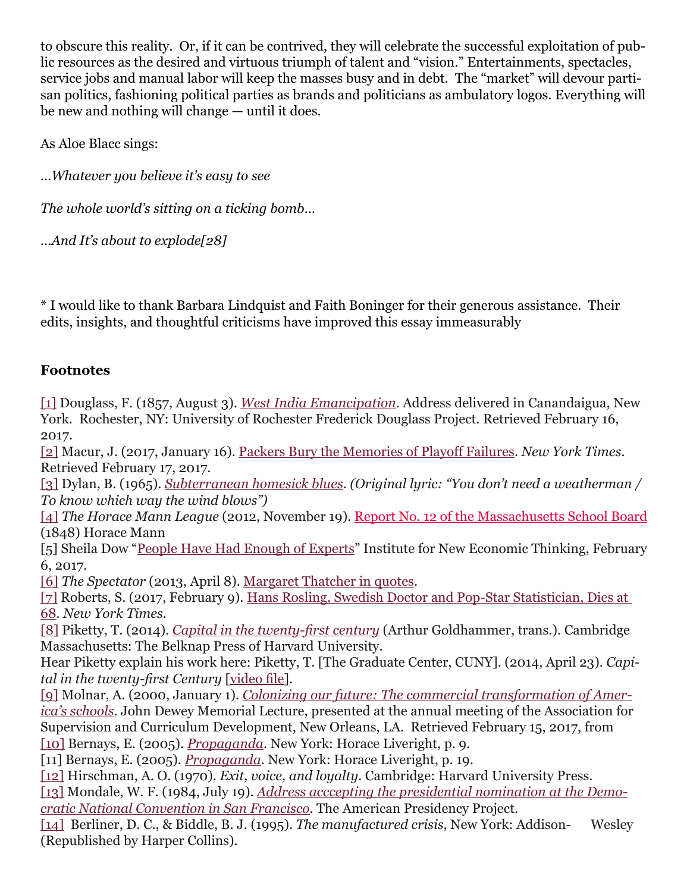to obscure this reality. Or, if it can be contrived, they will celebrate the successful exploitation of public resources as the desired and virtuous triumph of talent and "vision." Entertainments, spectacles, service jobs and manual labor will keep the masses busy and in debt. The "market" will devour partisan politics, fashioning political parties as brands and politicians as ambulatory logos. Everything will be new and nothing will change — until it does.

As Aloe Blacc sings:

*…Whatever you believe it's easy to see*

*The whole world's sitting on a ticking bomb…*

*…And It's about to explode[28]*

* I would like to thank Barbara Lindquist and Faith Boninger for their generous assistance. Their edits, insights, and thoughtful criticisms have improved this essay immeasurably

### Footnotes

[1] Douglass, F. (1857, August 3). *West India Emancipation*. Address delivered in Canandaigua, New York. Rochester, NY: University of Rochester Frederick Douglass Project. Retrieved February 16, 2017.
[2] Macur, J. (2017, January 16). Packers Bury the Memories of Playoff Failures. *New York Times*. Retrieved February 17, 2017.
[3] Dylan, B. (1965). *Subterranean homesick blues. (Original lyric: "You don't need a weatherman / To know which way the wind blows")*
[4] *The Horace Mann League* (2012, November 19). Report No. 12 of the Massachusetts School Board (1848) Horace Mann
[5] Sheila Dow "People Have Had Enough of Experts" Institute for New Economic Thinking, February 6, 2017.
[6] *The Spectator* (2013, April 8). Margaret Thatcher in quotes.
[7] Roberts, S. (2017, February 9). Hans Rosling, Swedish Doctor and Pop-Star Statistician, Dies at 68. *New York Times*.
[8] Piketty, T. (2014). *Capital in the twenty-first century* (Arthur Goldhammer, trans.). Cambridge Massachusetts: The Belknap Press of Harvard University.
Hear Piketty explain his work here: Piketty, T. [The Graduate Center, CUNY]. (2014, April 23). *Capital in the twenty-first Century* [video file].
[9] Molnar, A. (2000, January 1). *Colonizing our future: The commercial transformation of America's schools*. John Dewey Memorial Lecture, presented at the annual meeting of the Association for Supervision and Curriculum Development, New Orleans, LA. Retrieved February 15, 2017, from
[10] Bernays, E. (2005). *Propaganda*. New York: Horace Liveright, p. 9.
[11] Bernays, E. (2005). *Propaganda*. New York: Horace Liveright, p. 19.
[12] Hirschman, A. O. (1970). *Exit, voice, and loyalty*. Cambridge: Harvard University Press.
[13] Mondale, W. F. (1984, July 19). *Address acccepting the presidential nomination at the Democratic National Convention in San Francisco*. The American Presidency Project.
[14] Berliner, D. C., & Biddle, B. J. (1995). *The manufactured crisis*, New York: Addison- Wesley (Republished by Harper Collins).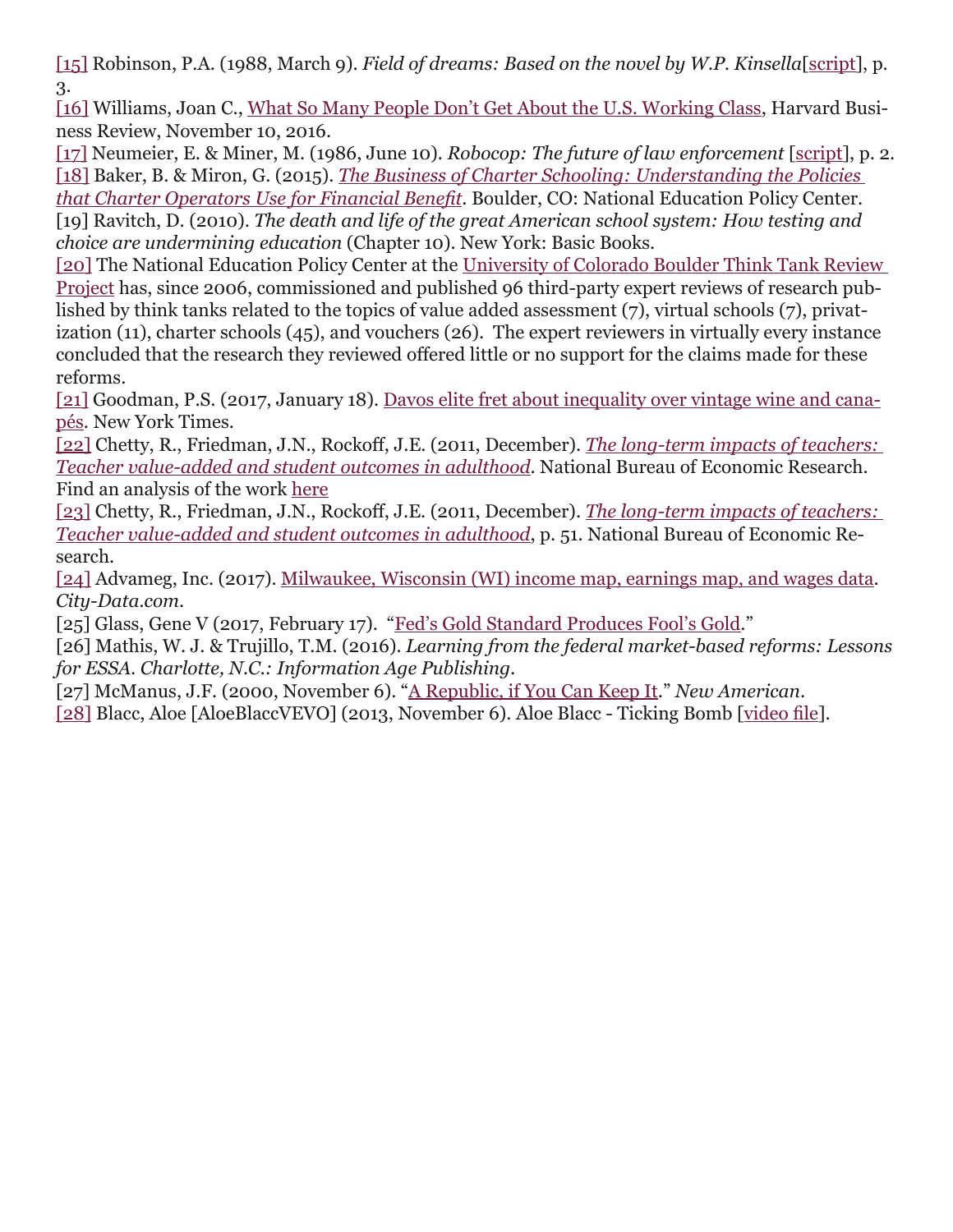[15] Robinson, P.A. (1988, March 9). *Field of dreams: Based on the novel by W.P. Kinsella*[script], p. 3.

[16] Williams, Joan C., What So Many People Don't Get About the U.S. Working Class, Harvard Business Review, November 10, 2016.

[17] Neumeier, E. & Miner, M. (1986, June 10). *Robocop: The future of law enforcement* [script], p. 2.

[18] Baker, B. & Miron, G. (2015). *The Business of Charter Schooling: Understanding the Policies that Charter Operators Use for Financial Benefit*. Boulder, CO: National Education Policy Center.

[19] Ravitch, D. (2010). *The death and life of the great American school system: How testing and choice are undermining education* (Chapter 10). New York: Basic Books.

[20] The National Education Policy Center at the University of Colorado Boulder Think Tank Review Project has, since 2006, commissioned and published 96 third-party expert reviews of research published by think tanks related to the topics of value added assessment (7), virtual schools (7), privatization (11), charter schools (45), and vouchers (26). The expert reviewers in virtually every instance concluded that the research they reviewed offered little or no support for the claims made for these reforms.

[21] Goodman, P.S. (2017, January 18). Davos elite fret about inequality over vintage wine and canapés. New York Times.

[22] Chetty, R., Friedman, J.N., Rockoff, J.E. (2011, December). *The long-term impacts of teachers: Teacher value-added and student outcomes in adulthood*. National Bureau of Economic Research. Find an analysis of the work here

[23] Chetty, R., Friedman, J.N., Rockoff, J.E. (2011, December). *The long-term impacts of teachers: Teacher value-added and student outcomes in adulthood*, p. 51. National Bureau of Economic Research.

[24] Advameg, Inc. (2017). Milwaukee, Wisconsin (WI) income map, earnings map, and wages data. *City-Data.com*.

[25] Glass, Gene V (2017, February 17). "Fed's Gold Standard Produces Fool's Gold."

[26] Mathis, W. J. & Trujillo, T.M. (2016). *Learning from the federal market-based reforms: Lessons for ESSA. Charlotte, N.C.: Information Age Publishing*.

[27] McManus, J.F. (2000, November 6). "A Republic, if You Can Keep It." *New American*.

[28] Blacc, Aloe [AloeBlaccVEVO] (2013, November 6). Aloe Blacc - Ticking Bomb [video file].